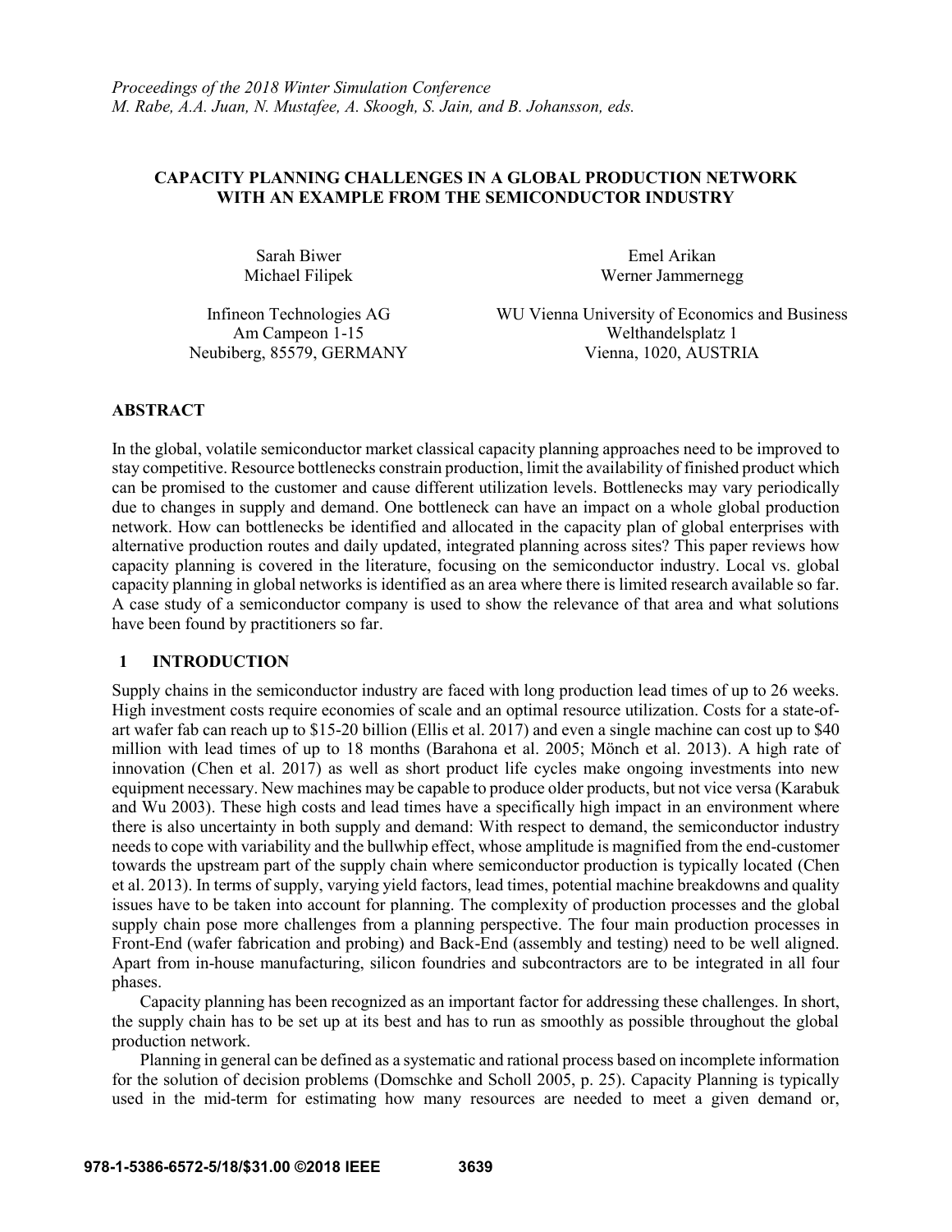*Proceedings of the 2018 Winter Simulation Conference*
*M. Rabe, A.A. Juan, N. Mustafee, A. Skoogh, S. Jain, and B. Johansson, eds.*

# CAPACITY PLANNING CHALLENGES IN A GLOBAL PRODUCTION NETWORK WITH AN EXAMPLE FROM THE SEMICONDUCTOR INDUSTRY

Sarah Biwer
Michael Filipek

Infineon Technologies AG
Am Campeon 1-15
Neubiberg, 85579, GERMANY

Emel Arikan
Werner Jammernegg

WU Vienna University of Economics and Business
Welthandelsplatz 1
Vienna, 1020, AUSTRIA

## ABSTRACT

In the global, volatile semiconductor market classical capacity planning approaches need to be improved to stay competitive. Resource bottlenecks constrain production, limit the availability of finished product which can be promised to the customer and cause different utilization levels. Bottlenecks may vary periodically due to changes in supply and demand. One bottleneck can have an impact on a whole global production network. How can bottlenecks be identified and allocated in the capacity plan of global enterprises with alternative production routes and daily updated, integrated planning across sites? This paper reviews how capacity planning is covered in the literature, focusing on the semiconductor industry. Local vs. global capacity planning in global networks is identified as an area where there is limited research available so far. A case study of a semiconductor company is used to show the relevance of that area and what solutions have been found by practitioners so far.

## 1 INTRODUCTION

Supply chains in the semiconductor industry are faced with long production lead times of up to 26 weeks. High investment costs require economies of scale and an optimal resource utilization. Costs for a state-of-art wafer fab can reach up to $15-20 billion (Ellis et al. 2017) and even a single machine can cost up to $40 million with lead times of up to 18 months (Barahona et al. 2005; Mönch et al. 2013). A high rate of innovation (Chen et al. 2017) as well as short product life cycles make ongoing investments into new equipment necessary. New machines may be capable to produce older products, but not vice versa (Karabuk and Wu 2003). These high costs and lead times have a specifically high impact in an environment where there is also uncertainty in both supply and demand: With respect to demand, the semiconductor industry needs to cope with variability and the bullwhip effect, whose amplitude is magnified from the end-customer towards the upstream part of the supply chain where semiconductor production is typically located (Chen et al. 2013). In terms of supply, varying yield factors, lead times, potential machine breakdowns and quality issues have to be taken into account for planning. The complexity of production processes and the global supply chain pose more challenges from a planning perspective. The four main production processes in Front-End (wafer fabrication and probing) and Back-End (assembly and testing) need to be well aligned. Apart from in-house manufacturing, silicon foundries and subcontractors are to be integrated in all four phases.

Capacity planning has been recognized as an important factor for addressing these challenges. In short, the supply chain has to be set up at its best and has to run as smoothly as possible throughout the global production network.

Planning in general can be defined as a systematic and rational process based on incomplete information for the solution of decision problems (Domschke and Scholl 2005, p. 25). Capacity Planning is typically used in the mid-term for estimating how many resources are needed to meet a given demand or,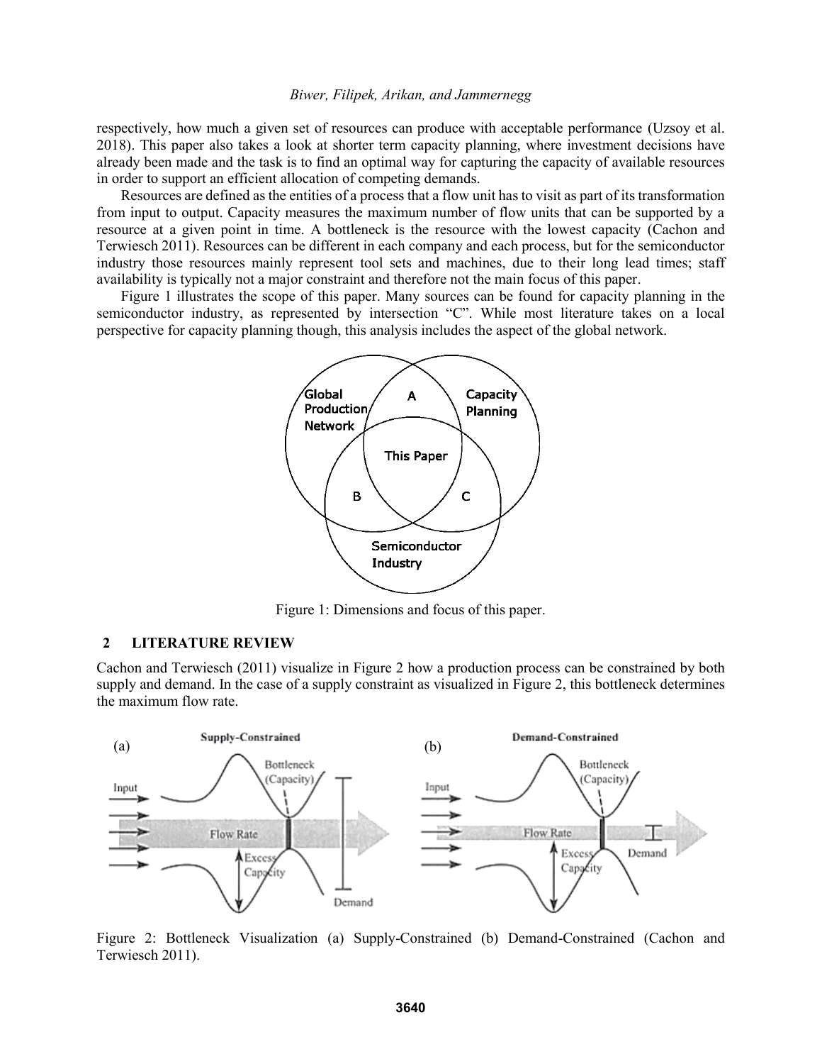respectively, how much a given set of resources can produce with acceptable performance (Uzsoy et al. 2018). This paper also takes a look at shorter term capacity planning, where investment decisions have already been made and the task is to find an optimal way for capturing the capacity of available resources in order to support an efficient allocation of competing demands.

Resources are defined as the entities of a process that a flow unit has to visit as part of its transformation from input to output. Capacity measures the maximum number of flow units that can be supported by a resource at a given point in time. A bottleneck is the resource with the lowest capacity (Cachon and Terwiesch 2011). Resources can be different in each company and each process, but for the semiconductor industry those resources mainly represent tool sets and machines, due to their long lead times; staff availability is typically not a major constraint and therefore not the main focus of this paper.

Figure 1 illustrates the scope of this paper. Many sources can be found for capacity planning in the semiconductor industry, as represented by intersection "C". While most literature takes on a local perspective for capacity planning though, this analysis includes the aspect of the global network.

Figure 1: Dimensions and focus of this paper.

## 2 LITERATURE REVIEW

Cachon and Terwiesch (2011) visualize in Figure 2 how a production process can be constrained by both supply and demand. In the case of a supply constraint as visualized in Figure 2, this bottleneck determines the maximum flow rate.

Figure 2: Bottleneck Visualization (a) Supply-Constrained (b) Demand-Constrained (Cachon and Terwiesch 2011).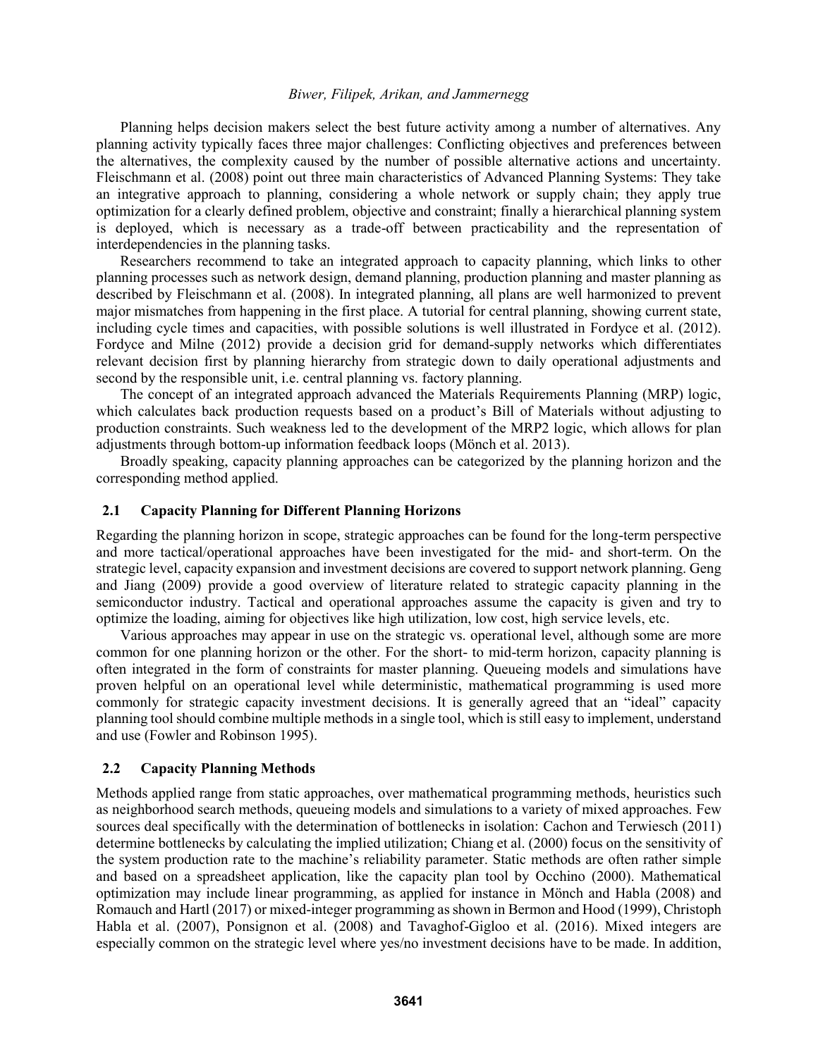Planning helps decision makers select the best future activity among a number of alternatives. Any planning activity typically faces three major challenges: Conflicting objectives and preferences between the alternatives, the complexity caused by the number of possible alternative actions and uncertainty. Fleischmann et al. (2008) point out three main characteristics of Advanced Planning Systems: They take an integrative approach to planning, considering a whole network or supply chain; they apply true optimization for a clearly defined problem, objective and constraint; finally a hierarchical planning system is deployed, which is necessary as a trade-off between practicability and the representation of interdependencies in the planning tasks.

Researchers recommend to take an integrated approach to capacity planning, which links to other planning processes such as network design, demand planning, production planning and master planning as described by Fleischmann et al. (2008). In integrated planning, all plans are well harmonized to prevent major mismatches from happening in the first place. A tutorial for central planning, showing current state, including cycle times and capacities, with possible solutions is well illustrated in Fordyce et al. (2012). Fordyce and Milne (2012) provide a decision grid for demand-supply networks which differentiates relevant decision first by planning hierarchy from strategic down to daily operational adjustments and second by the responsible unit, i.e. central planning vs. factory planning.

The concept of an integrated approach advanced the Materials Requirements Planning (MRP) logic, which calculates back production requests based on a product's Bill of Materials without adjusting to production constraints. Such weakness led to the development of the MRP2 logic, which allows for plan adjustments through bottom-up information feedback loops (Mönch et al. 2013).

Broadly speaking, capacity planning approaches can be categorized by the planning horizon and the corresponding method applied.

## 2.1 Capacity Planning for Different Planning Horizons

Regarding the planning horizon in scope, strategic approaches can be found for the long-term perspective and more tactical/operational approaches have been investigated for the mid- and short-term. On the strategic level, capacity expansion and investment decisions are covered to support network planning. Geng and Jiang (2009) provide a good overview of literature related to strategic capacity planning in the semiconductor industry. Tactical and operational approaches assume the capacity is given and try to optimize the loading, aiming for objectives like high utilization, low cost, high service levels, etc.

Various approaches may appear in use on the strategic vs. operational level, although some are more common for one planning horizon or the other. For the short- to mid-term horizon, capacity planning is often integrated in the form of constraints for master planning. Queueing models and simulations have proven helpful on an operational level while deterministic, mathematical programming is used more commonly for strategic capacity investment decisions. It is generally agreed that an "ideal" capacity planning tool should combine multiple methods in a single tool, which is still easy to implement, understand and use (Fowler and Robinson 1995).

## 2.2 Capacity Planning Methods

Methods applied range from static approaches, over mathematical programming methods, heuristics such as neighborhood search methods, queueing models and simulations to a variety of mixed approaches. Few sources deal specifically with the determination of bottlenecks in isolation: Cachon and Terwiesch (2011) determine bottlenecks by calculating the implied utilization; Chiang et al. (2000) focus on the sensitivity of the system production rate to the machine's reliability parameter. Static methods are often rather simple and based on a spreadsheet application, like the capacity plan tool by Occhino (2000). Mathematical optimization may include linear programming, as applied for instance in Mönch and Habla (2008) and Romauch and Hartl (2017) or mixed-integer programming as shown in Bermon and Hood (1999), Christoph Habla et al. (2007), Ponsignon et al. (2008) and Tavaghof-Gigloo et al. (2016). Mixed integers are especially common on the strategic level where yes/no investment decisions have to be made. In addition,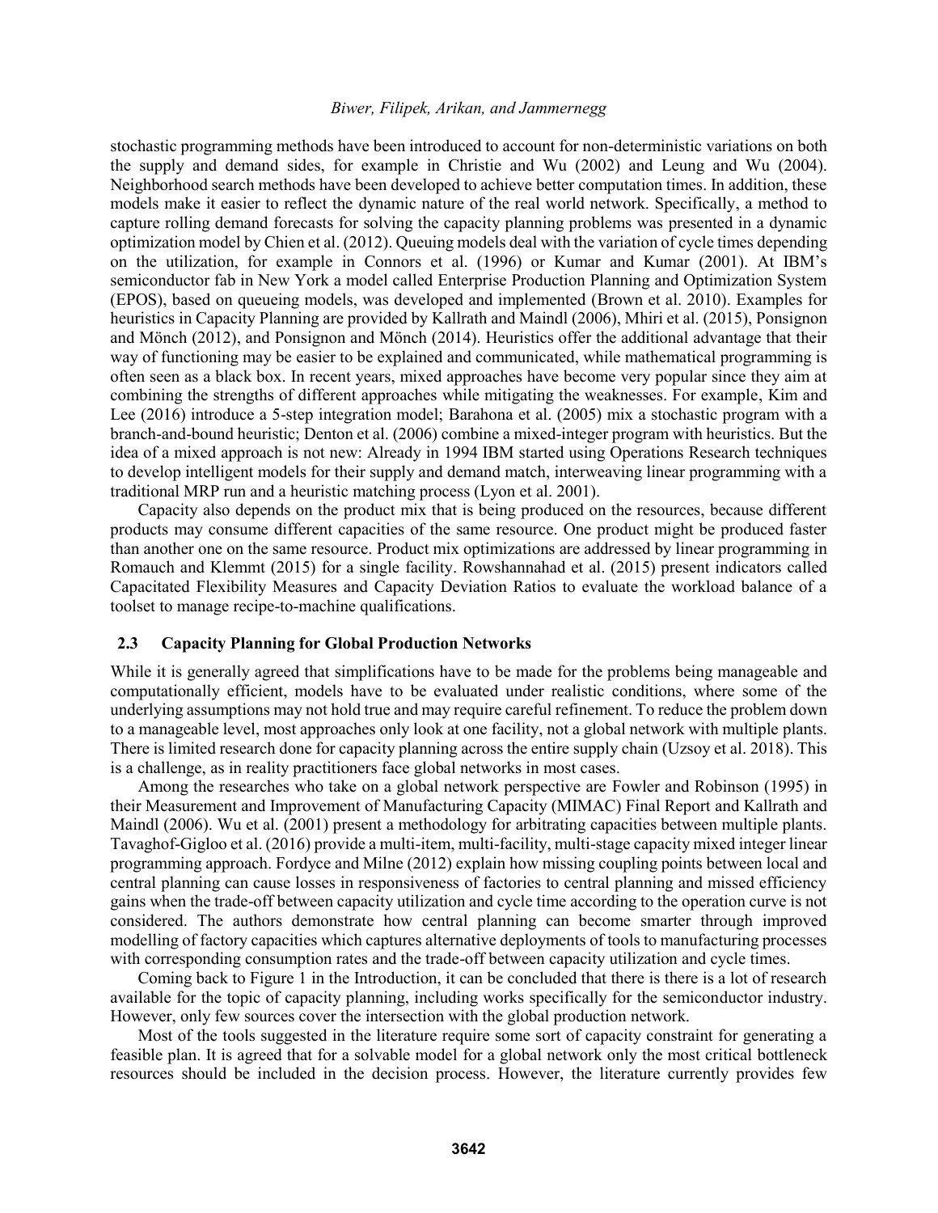stochastic programming methods have been introduced to account for non-deterministic variations on both the supply and demand sides, for example in Christie and Wu (2002) and Leung and Wu (2004). Neighborhood search methods have been developed to achieve better computation times. In addition, these models make it easier to reflect the dynamic nature of the real world network. Specifically, a method to capture rolling demand forecasts for solving the capacity planning problems was presented in a dynamic optimization model by Chien et al. (2012). Queuing models deal with the variation of cycle times depending on the utilization, for example in Connors et al. (1996) or Kumar and Kumar (2001). At IBM's semiconductor fab in New York a model called Enterprise Production Planning and Optimization System (EPOS), based on queueing models, was developed and implemented (Brown et al. 2010). Examples for heuristics in Capacity Planning are provided by Kallrath and Maindl (2006), Mhiri et al. (2015), Ponsignon and Mönch (2012), and Ponsignon and Mönch (2014). Heuristics offer the additional advantage that their way of functioning may be easier to be explained and communicated, while mathematical programming is often seen as a black box. In recent years, mixed approaches have become very popular since they aim at combining the strengths of different approaches while mitigating the weaknesses. For example, Kim and Lee (2016) introduce a 5-step integration model; Barahona et al. (2005) mix a stochastic program with a branch-and-bound heuristic; Denton et al. (2006) combine a mixed-integer program with heuristics. But the idea of a mixed approach is not new: Already in 1994 IBM started using Operations Research techniques to develop intelligent models for their supply and demand match, interweaving linear programming with a traditional MRP run and a heuristic matching process (Lyon et al. 2001).

Capacity also depends on the product mix that is being produced on the resources, because different products may consume different capacities of the same resource. One product might be produced faster than another one on the same resource. Product mix optimizations are addressed by linear programming in Romauch and Klemmt (2015) for a single facility. Rowshannahad et al. (2015) present indicators called Capacitated Flexibility Measures and Capacity Deviation Ratios to evaluate the workload balance of a toolset to manage recipe-to-machine qualifications.

### 2.3 Capacity Planning for Global Production Networks

While it is generally agreed that simplifications have to be made for the problems being manageable and computationally efficient, models have to be evaluated under realistic conditions, where some of the underlying assumptions may not hold true and may require careful refinement. To reduce the problem down to a manageable level, most approaches only look at one facility, not a global network with multiple plants. There is limited research done for capacity planning across the entire supply chain (Uzsoy et al. 2018). This is a challenge, as in reality practitioners face global networks in most cases.

Among the researches who take on a global network perspective are Fowler and Robinson (1995) in their Measurement and Improvement of Manufacturing Capacity (MIMAC) Final Report and Kallrath and Maindl (2006). Wu et al. (2001) present a methodology for arbitrating capacities between multiple plants. Tavaghof-Gigloo et al. (2016) provide a multi-item, multi-facility, multi-stage capacity mixed integer linear programming approach. Fordyce and Milne (2012) explain how missing coupling points between local and central planning can cause losses in responsiveness of factories to central planning and missed efficiency gains when the trade-off between capacity utilization and cycle time according to the operation curve is not considered. The authors demonstrate how central planning can become smarter through improved modelling of factory capacities which captures alternative deployments of tools to manufacturing processes with corresponding consumption rates and the trade-off between capacity utilization and cycle times.

Coming back to Figure 1 in the Introduction, it can be concluded that there is there is a lot of research available for the topic of capacity planning, including works specifically for the semiconductor industry. However, only few sources cover the intersection with the global production network.

Most of the tools suggested in the literature require some sort of capacity constraint for generating a feasible plan. It is agreed that for a solvable model for a global network only the most critical bottleneck resources should be included in the decision process. However, the literature currently provides few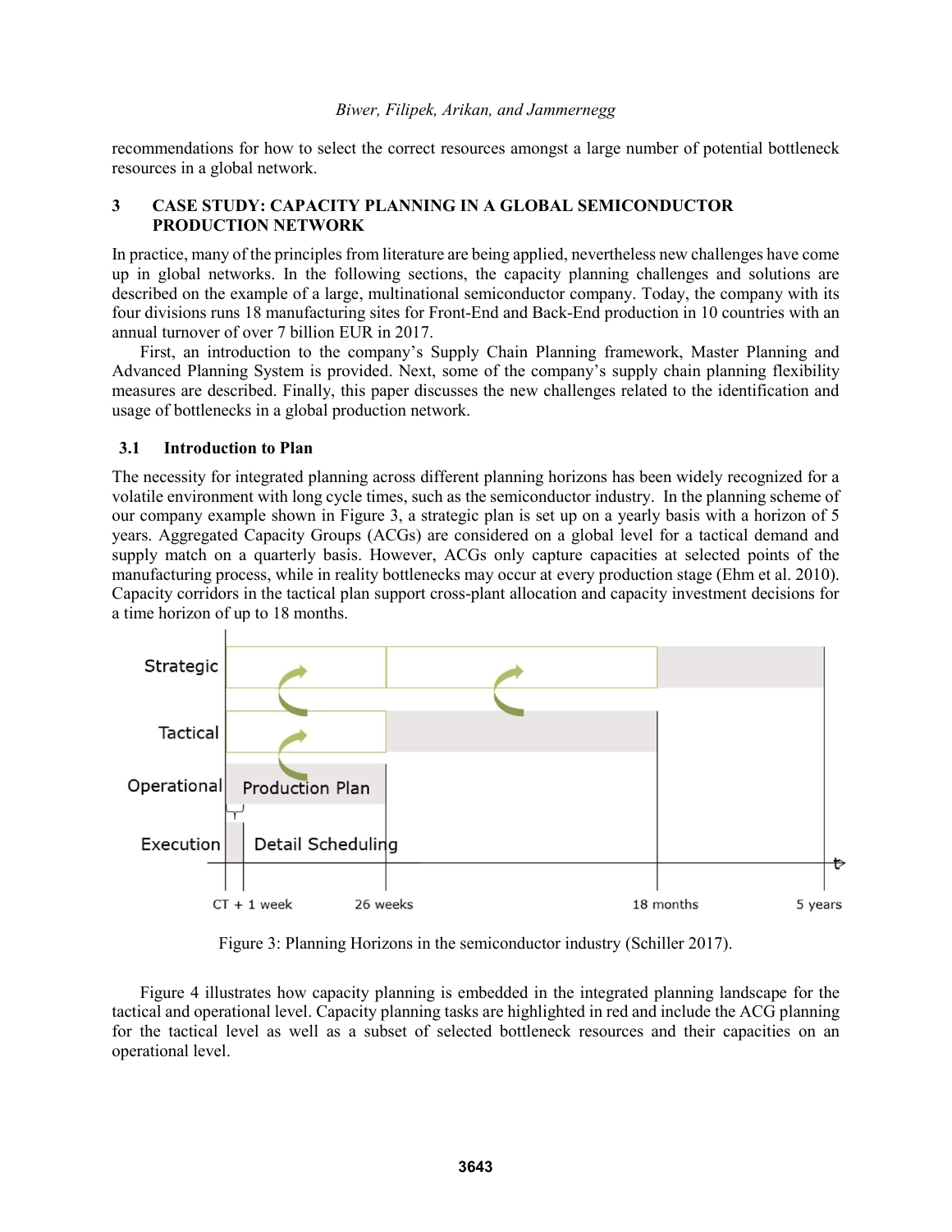recommendations for how to select the correct resources amongst a large number of potential bottleneck resources in a global network.

## 3 CASE STUDY: CAPACITY PLANNING IN A GLOBAL SEMICONDUCTOR PRODUCTION NETWORK

In practice, many of the principles from literature are being applied, nevertheless new challenges have come up in global networks. In the following sections, the capacity planning challenges and solutions are described on the example of a large, multinational semiconductor company. Today, the company with its four divisions runs 18 manufacturing sites for Front-End and Back-End production in 10 countries with an annual turnover of over 7 billion EUR in 2017.

First, an introduction to the company's Supply Chain Planning framework, Master Planning and Advanced Planning System is provided. Next, some of the company's supply chain planning flexibility measures are described. Finally, this paper discusses the new challenges related to the identification and usage of bottlenecks in a global production network.

### 3.1 Introduction to Plan

The necessity for integrated planning across different planning horizons has been widely recognized for a volatile environment with long cycle times, such as the semiconductor industry. In the planning scheme of our company example shown in Figure 3, a strategic plan is set up on a yearly basis with a horizon of 5 years. Aggregated Capacity Groups (ACGs) are considered on a global level for a tactical demand and supply match on a quarterly basis. However, ACGs only capture capacities at selected points of the manufacturing process, while in reality bottlenecks may occur at every production stage (Ehm et al. 2010). Capacity corridors in the tactical plan support cross-plant allocation and capacity investment decisions for a time horizon of up to 18 months.

Figure 3: Planning Horizons in the semiconductor industry (Schiller 2017).

Figure 4 illustrates how capacity planning is embedded in the integrated planning landscape for the tactical and operational level. Capacity planning tasks are highlighted in red and include the ACG planning for the tactical level as well as a subset of selected bottleneck resources and their capacities on an operational level.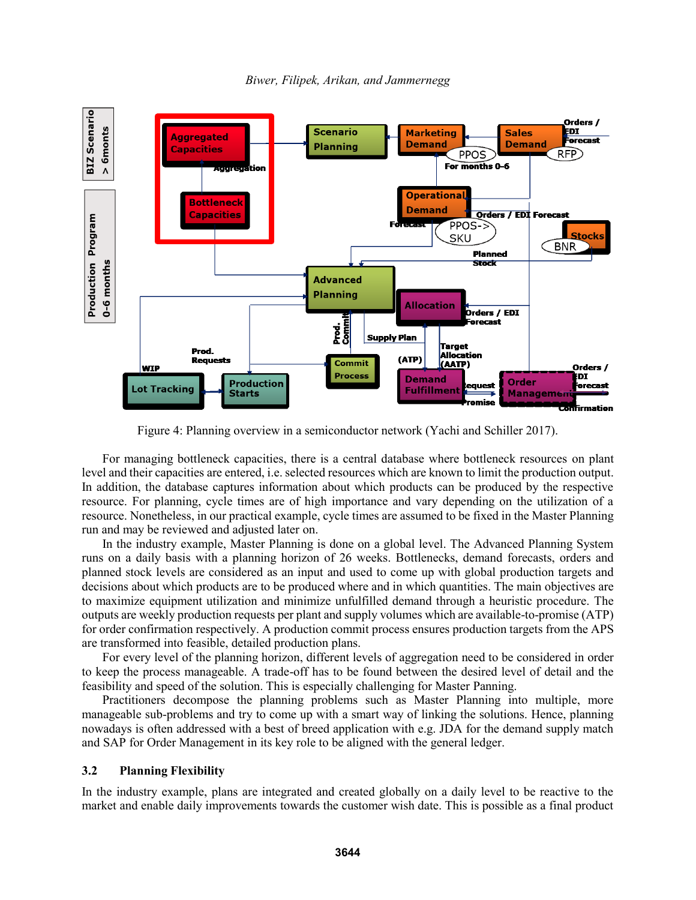Figure 4: Planning overview in a semiconductor network (Yachi and Schiller 2017).

For managing bottleneck capacities, there is a central database where bottleneck resources on plant level and their capacities are entered, i.e. selected resources which are known to limit the production output. In addition, the database captures information about which products can be produced by the respective resource. For planning, cycle times are of high importance and vary depending on the utilization of a resource. Nonetheless, in our practical example, cycle times are assumed to be fixed in the Master Planning run and may be reviewed and adjusted later on.

In the industry example, Master Planning is done on a global level. The Advanced Planning System runs on a daily basis with a planning horizon of 26 weeks. Bottlenecks, demand forecasts, orders and planned stock levels are considered as an input and used to come up with global production targets and decisions about which products are to be produced where and in which quantities. The main objectives are to maximize equipment utilization and minimize unfulfilled demand through a heuristic procedure. The outputs are weekly production requests per plant and supply volumes which are available-to-promise (ATP) for order confirmation respectively. A production commit process ensures production targets from the APS are transformed into feasible, detailed production plans.

For every level of the planning horizon, different levels of aggregation need to be considered in order to keep the process manageable. A trade-off has to be found between the desired level of detail and the feasibility and speed of the solution. This is especially challenging for Master Panning.

Practitioners decompose the planning problems such as Master Planning into multiple, more manageable sub-problems and try to come up with a smart way of linking the solutions. Hence, planning nowadays is often addressed with a best of breed application with e.g. JDA for the demand supply match and SAP for Order Management in its key role to be aligned with the general ledger.

### 3.2 Planning Flexibility

In the industry example, plans are integrated and created globally on a daily level to be reactive to the market and enable daily improvements towards the customer wish date. This is possible as a final product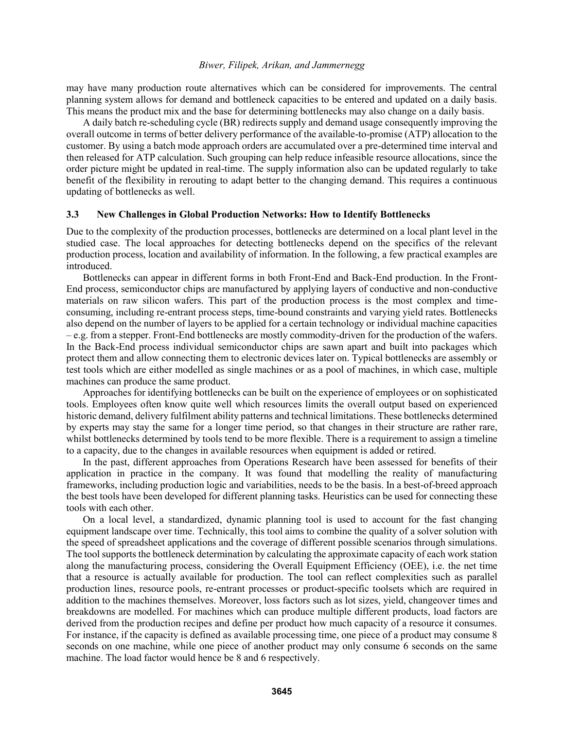may have many production route alternatives which can be considered for improvements. The central planning system allows for demand and bottleneck capacities to be entered and updated on a daily basis. This means the product mix and the base for determining bottlenecks may also change on a daily basis.

A daily batch re-scheduling cycle (BR) redirects supply and demand usage consequently improving the overall outcome in terms of better delivery performance of the available-to-promise (ATP) allocation to the customer. By using a batch mode approach orders are accumulated over a pre-determined time interval and then released for ATP calculation. Such grouping can help reduce infeasible resource allocations, since the order picture might be updated in real-time. The supply information also can be updated regularly to take benefit of the flexibility in rerouting to adapt better to the changing demand. This requires a continuous updating of bottlenecks as well.

### 3.3 New Challenges in Global Production Networks: How to Identify Bottlenecks

Due to the complexity of the production processes, bottlenecks are determined on a local plant level in the studied case. The local approaches for detecting bottlenecks depend on the specifics of the relevant production process, location and availability of information. In the following, a few practical examples are introduced.

Bottlenecks can appear in different forms in both Front-End and Back-End production. In the Front-End process, semiconductor chips are manufactured by applying layers of conductive and non-conductive materials on raw silicon wafers. This part of the production process is the most complex and time-consuming, including re-entrant process steps, time-bound constraints and varying yield rates. Bottlenecks also depend on the number of layers to be applied for a certain technology or individual machine capacities – e.g. from a stepper. Front-End bottlenecks are mostly commodity-driven for the production of the wafers. In the Back-End process individual semiconductor chips are sawn apart and built into packages which protect them and allow connecting them to electronic devices later on. Typical bottlenecks are assembly or test tools which are either modelled as single machines or as a pool of machines, in which case, multiple machines can produce the same product.

Approaches for identifying bottlenecks can be built on the experience of employees or on sophisticated tools. Employees often know quite well which resources limits the overall output based on experienced historic demand, delivery fulfilment ability patterns and technical limitations. These bottlenecks determined by experts may stay the same for a longer time period, so that changes in their structure are rather rare, whilst bottlenecks determined by tools tend to be more flexible. There is a requirement to assign a timeline to a capacity, due to the changes in available resources when equipment is added or retired.

In the past, different approaches from Operations Research have been assessed for benefits of their application in practice in the company. It was found that modelling the reality of manufacturing frameworks, including production logic and variabilities, needs to be the basis. In a best-of-breed approach the best tools have been developed for different planning tasks. Heuristics can be used for connecting these tools with each other.

On a local level, a standardized, dynamic planning tool is used to account for the fast changing equipment landscape over time. Technically, this tool aims to combine the quality of a solver solution with the speed of spreadsheet applications and the coverage of different possible scenarios through simulations. The tool supports the bottleneck determination by calculating the approximate capacity of each work station along the manufacturing process, considering the Overall Equipment Efficiency (OEE), i.e. the net time that a resource is actually available for production. The tool can reflect complexities such as parallel production lines, resource pools, re-entrant processes or product-specific toolsets which are required in addition to the machines themselves. Moreover, loss factors such as lot sizes, yield, changeover times and breakdowns are modelled. For machines which can produce multiple different products, load factors are derived from the production recipes and define per product how much capacity of a resource it consumes. For instance, if the capacity is defined as available processing time, one piece of a product may consume 8 seconds on one machine, while one piece of another product may only consume 6 seconds on the same machine. The load factor would hence be 8 and 6 respectively.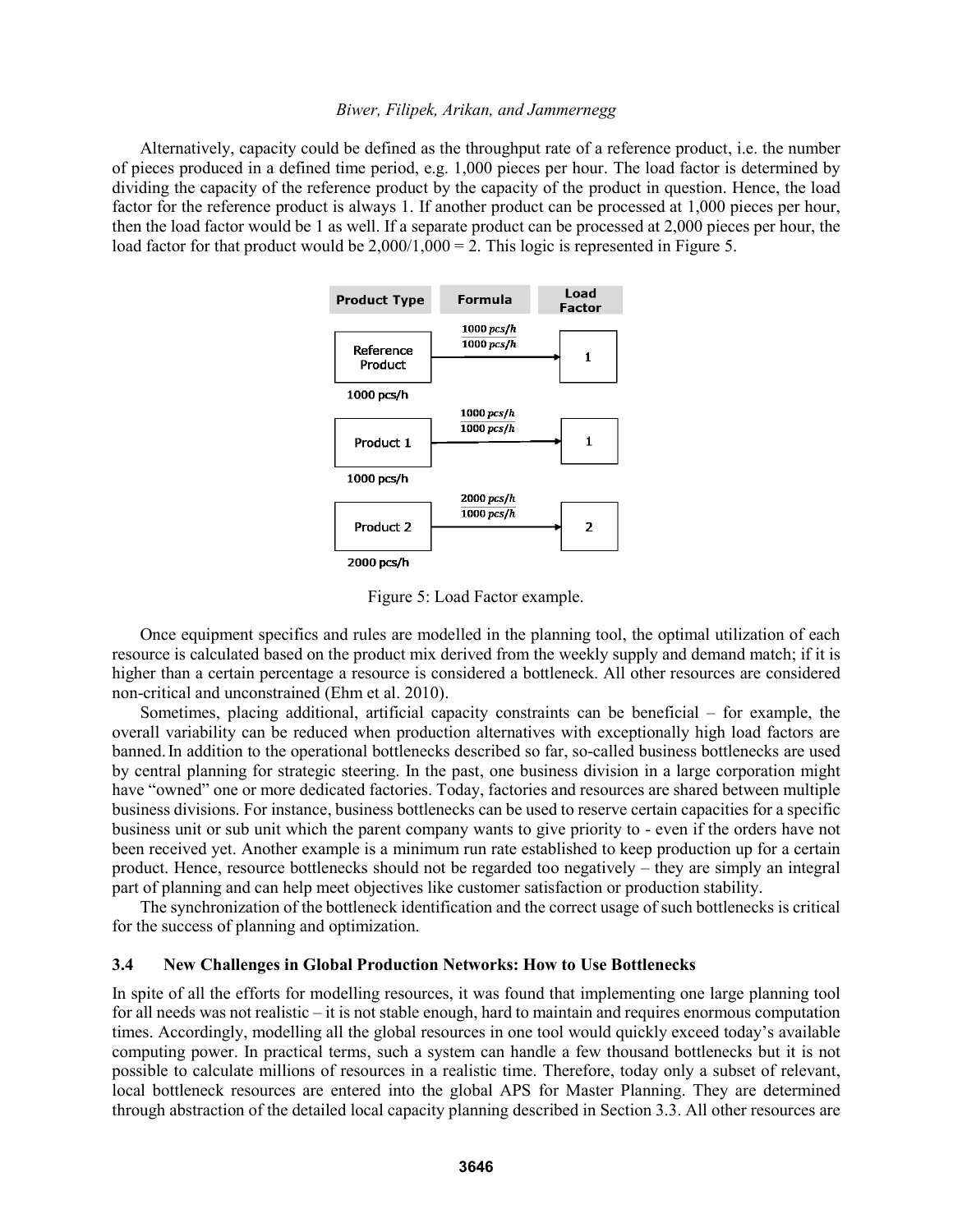Alternatively, capacity could be defined as the throughput rate of a reference product, i.e. the number of pieces produced in a defined time period, e.g. 1,000 pieces per hour. The load factor is determined by dividing the capacity of the reference product by the capacity of the product in question. Hence, the load factor for the reference product is always 1. If another product can be processed at 1,000 pieces per hour, then the load factor would be 1 as well. If a separate product can be processed at 2,000 pieces per hour, the load factor for that product would be 2,000/1,000 = 2. This logic is represented in Figure 5.

| Product Type | Formula | Load Factor |
| --- | --- | --- |
| Reference Product (1000 pcs/h) | $\frac{1000\ pcs/h}{1000\ pcs/h}$ | 1 |
| Product 1 (1000 pcs/h) | $\frac{1000\ pcs/h}{1000\ pcs/h}$ | 1 |
| Product 2 (2000 pcs/h) | $\frac{2000\ pcs/h}{1000\ pcs/h}$ | 2 |

Figure 5: Load Factor example.

Once equipment specifics and rules are modelled in the planning tool, the optimal utilization of each resource is calculated based on the product mix derived from the weekly supply and demand match; if it is higher than a certain percentage a resource is considered a bottleneck. All other resources are considered non-critical and unconstrained (Ehm et al. 2010).

Sometimes, placing additional, artificial capacity constraints can be beneficial – for example, the overall variability can be reduced when production alternatives with exceptionally high load factors are banned. In addition to the operational bottlenecks described so far, so-called business bottlenecks are used by central planning for strategic steering. In the past, one business division in a large corporation might have "owned" one or more dedicated factories. Today, factories and resources are shared between multiple business divisions. For instance, business bottlenecks can be used to reserve certain capacities for a specific business unit or sub unit which the parent company wants to give priority to - even if the orders have not been received yet. Another example is a minimum run rate established to keep production up for a certain product. Hence, resource bottlenecks should not be regarded too negatively – they are simply an integral part of planning and can help meet objectives like customer satisfaction or production stability.

The synchronization of the bottleneck identification and the correct usage of such bottlenecks is critical for the success of planning and optimization.

### 3.4 New Challenges in Global Production Networks: How to Use Bottlenecks

In spite of all the efforts for modelling resources, it was found that implementing one large planning tool for all needs was not realistic – it is not stable enough, hard to maintain and requires enormous computation times. Accordingly, modelling all the global resources in one tool would quickly exceed today's available computing power. In practical terms, such a system can handle a few thousand bottlenecks but it is not possible to calculate millions of resources in a realistic time. Therefore, today only a subset of relevant, local bottleneck resources are entered into the global APS for Master Planning. They are determined through abstraction of the detailed local capacity planning described in Section 3.3. All other resources are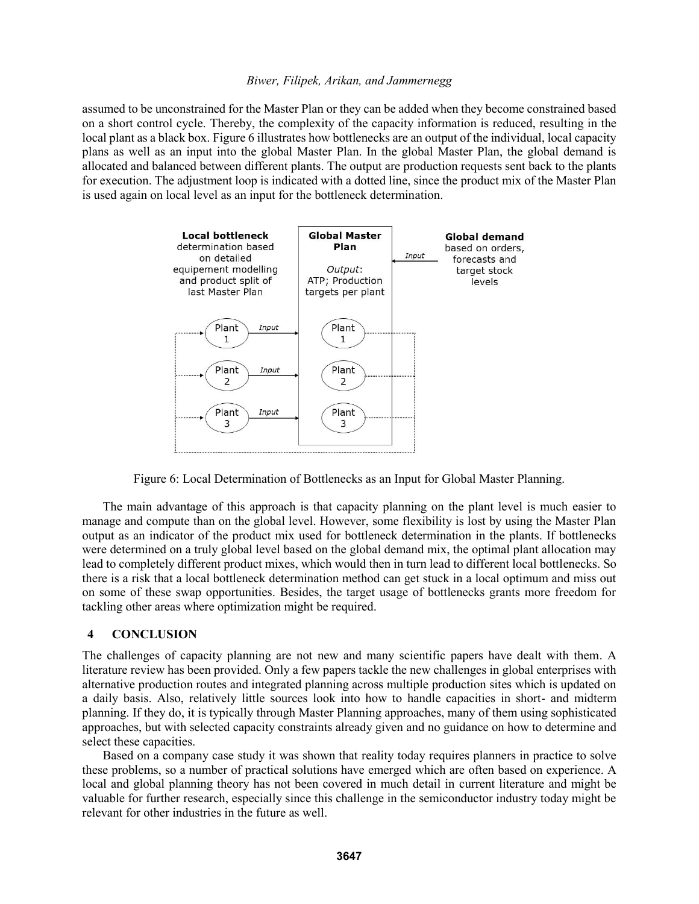assumed to be unconstrained for the Master Plan or they can be added when they become constrained based on a short control cycle. Thereby, the complexity of the capacity information is reduced, resulting in the local plant as a black box. Figure 6 illustrates how bottlenecks are an output of the individual, local capacity plans as well as an input into the global Master Plan. In the global Master Plan, the global demand is allocated and balanced between different plants. The output are production requests sent back to the plants for execution. The adjustment loop is indicated with a dotted line, since the product mix of the Master Plan is used again on local level as an input for the bottleneck determination.

Figure 6: Local Determination of Bottlenecks as an Input for Global Master Planning.

The main advantage of this approach is that capacity planning on the plant level is much easier to manage and compute than on the global level. However, some flexibility is lost by using the Master Plan output as an indicator of the product mix used for bottleneck determination in the plants. If bottlenecks were determined on a truly global level based on the global demand mix, the optimal plant allocation may lead to completely different product mixes, which would then in turn lead to different local bottlenecks. So there is a risk that a local bottleneck determination method can get stuck in a local optimum and miss out on some of these swap opportunities. Besides, the target usage of bottlenecks grants more freedom for tackling other areas where optimization might be required.

## 4 CONCLUSION

The challenges of capacity planning are not new and many scientific papers have dealt with them. A literature review has been provided. Only a few papers tackle the new challenges in global enterprises with alternative production routes and integrated planning across multiple production sites which is updated on a daily basis. Also, relatively little sources look into how to handle capacities in short- and midterm planning. If they do, it is typically through Master Planning approaches, many of them using sophisticated approaches, but with selected capacity constraints already given and no guidance on how to determine and select these capacities.

Based on a company case study it was shown that reality today requires planners in practice to solve these problems, so a number of practical solutions have emerged which are often based on experience. A local and global planning theory has not been covered in much detail in current literature and might be valuable for further research, especially since this challenge in the semiconductor industry today might be relevant for other industries in the future as well.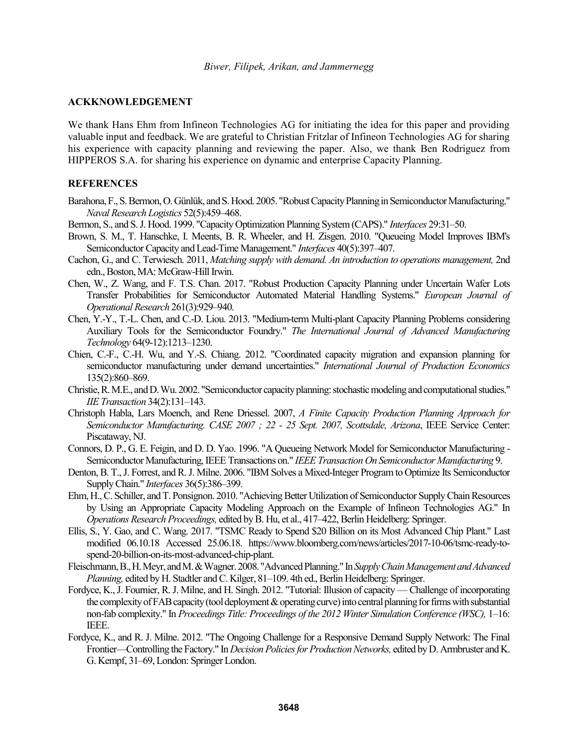## ACKKNOWLEDGEMENT

We thank Hans Ehm from Infineon Technologies AG for initiating the idea for this paper and providing valuable input and feedback. We are grateful to Christian Fritzlar of Infineon Technologies AG for sharing his experience with capacity planning and reviewing the paper. Also, we thank Ben Rodriguez from HIPPEROS S.A. for sharing his experience on dynamic and enterprise Capacity Planning.

## REFERENCES

Barahona, F., S. Bermon, O. Günlük, and S. Hood. 2005. "Robust Capacity Planning in Semiconductor Manufacturing." *Naval Research Logistics* 52(5):459–468.

Bermon, S., and S. J. Hood. 1999. "Capacity Optimization Planning System (CAPS)." *Interfaces* 29:31–50.

Brown, S. M., T. Hanschke, I. Meents, B. R. Wheeler, and H. Zisgen. 2010. "Queueing Model Improves IBM's Semiconductor Capacity and Lead-Time Management." *Interfaces* 40(5):397–407.

Cachon, G., and C. Terwiesch. 2011, *Matching supply with demand. An introduction to operations management,* 2nd edn., Boston, MA: McGraw-Hill Irwin.

Chen, W., Z. Wang, and F. T.S. Chan. 2017. "Robust Production Capacity Planning under Uncertain Wafer Lots Transfer Probabilities for Semiconductor Automated Material Handling Systems." *European Journal of Operational Research* 261(3):929–940.

Chen, Y.-Y., T.-L. Chen, and C.-D. Liou. 2013. "Medium-term Multi-plant Capacity Planning Problems considering Auxiliary Tools for the Semiconductor Foundry." *The International Journal of Advanced Manufacturing Technology* 64(9-12):1213–1230.

Chien, C.-F., C.-H. Wu, and Y.-S. Chiang. 2012. "Coordinated capacity migration and expansion planning for semiconductor manufacturing under demand uncertainties." *International Journal of Production Economics* 135(2):860–869.

Christie, R. M.E., and D. Wu. 2002. "Semiconductor capacity planning: stochastic modeling and computational studies." *IIE Transaction* 34(2):131–143.

Christoph Habla, Lars Moench, and Rene Driessel. 2007, *A Finite Capacity Production Planning Approach for Semiconductor Manufacturing. CASE 2007 ; 22 - 25 Sept. 2007, Scottsdale, Arizona*, IEEE Service Center: Piscataway, NJ.

Connors, D. P., G. E. Feigin, and D. D. Yao. 1996. "A Queueing Network Model for Semiconductor Manufacturing - Semiconductor Manufacturing, IEEE Transactions on." *IEEE Transaction On Semiconductor Manufacturing* 9.

Denton, B. T., J. Forrest, and R. J. Milne. 2006. "IBM Solves a Mixed-Integer Program to Optimize Its Semiconductor Supply Chain." *Interfaces* 36(5):386–399.

Ehm, H., C. Schiller, and T. Ponsignon. 2010. "Achieving Better Utilization of Semiconductor Supply Chain Resources by Using an Appropriate Capacity Modeling Approach on the Example of Infineon Technologies AG." In *Operations Research Proceedings,* edited by B. Hu, et al., 417–422, Berlin Heidelberg: Springer.

Ellis, S., Y. Gao, and C. Wang. 2017. "TSMC Ready to Spend $20 Billion on its Most Advanced Chip Plant." Last modified 06.10.18 Accessed 25.06.18. https://www.bloomberg.com/news/articles/2017-10-06/tsmc-ready-to-spend-20-billion-on-its-most-advanced-chip-plant.

Fleischmann, B., H. Meyr, and M. & Wagner. 2008. "Advanced Planning." In *Supply Chain Management and Advanced Planning,* edited by H. Stadtler and C. Kilger, 81–109. 4th ed., Berlin Heidelberg: Springer.

Fordyce, K., J. Fournier, R. J. Milne, and H. Singh. 2012. "Tutorial: Illusion of capacity — Challenge of incorporating the complexity of FAB capacity (tool deployment & operating curve) into central planning for firms with substantial non-fab complexity." In *Proceedings Title: Proceedings of the 2012 Winter Simulation Conference (WSC),* 1–16: IEEE.

Fordyce, K., and R. J. Milne. 2012. "The Ongoing Challenge for a Responsive Demand Supply Network: The Final Frontier—Controlling the Factory." In *Decision Policies for Production Networks,* edited by D. Armbruster and K. G. Kempf, 31–69, London: Springer London.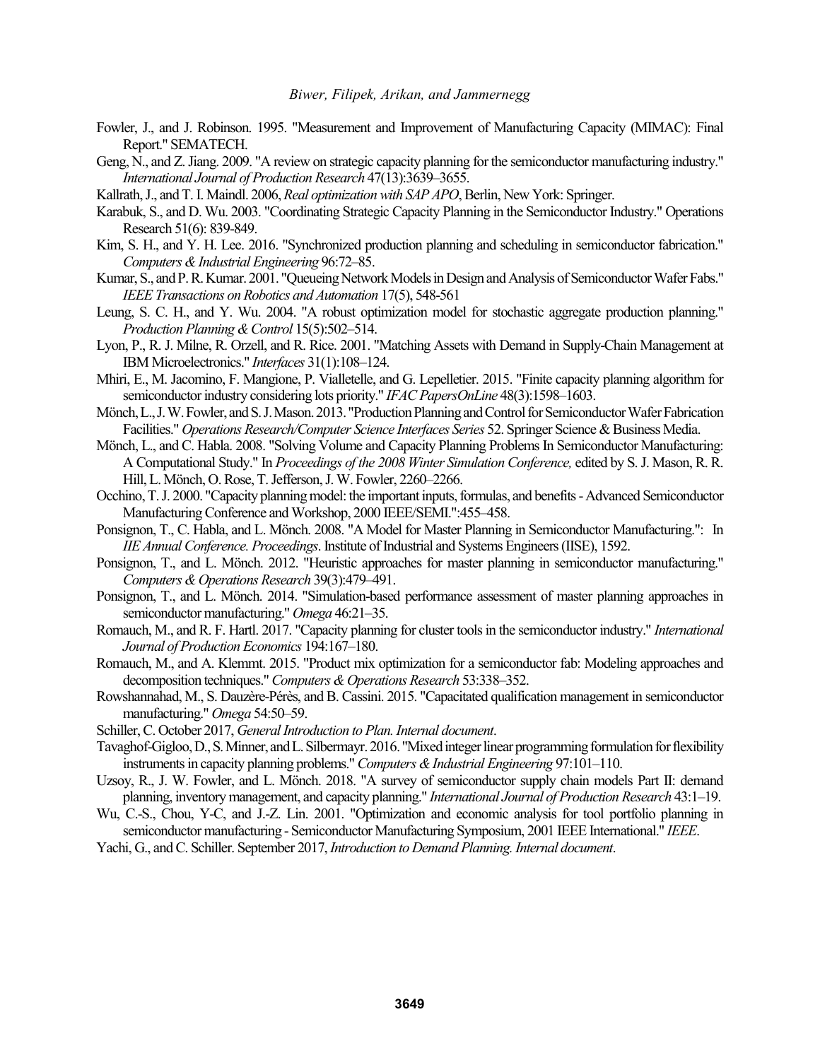Fowler, J., and J. Robinson. 1995. "Measurement and Improvement of Manufacturing Capacity (MIMAC): Final Report." SEMATECH.

Geng, N., and Z. Jiang. 2009. "A review on strategic capacity planning for the semiconductor manufacturing industry." *International Journal of Production Research* 47(13):3639–3655.

Kallrath, J., and T. I. Maindl. 2006, *Real optimization with SAP APO*, Berlin, New York: Springer.

Karabuk, S., and D. Wu. 2003. "Coordinating Strategic Capacity Planning in the Semiconductor Industry." Operations Research 51(6): 839-849.

Kim, S. H., and Y. H. Lee. 2016. "Synchronized production planning and scheduling in semiconductor fabrication." *Computers & Industrial Engineering* 96:72–85.

Kumar, S., and P. R. Kumar. 2001. "Queueing Network Models in Design and Analysis of Semiconductor Wafer Fabs." *IEEE Transactions on Robotics and Automation* 17(5), 548-561

Leung, S. C. H., and Y. Wu. 2004. "A robust optimization model for stochastic aggregate production planning." *Production Planning & Control* 15(5):502–514.

Lyon, P., R. J. Milne, R. Orzell, and R. Rice. 2001. "Matching Assets with Demand in Supply-Chain Management at IBM Microelectronics." *Interfaces* 31(1):108–124.

Mhiri, E., M. Jacomino, F. Mangione, P. Vialletelle, and G. Lepelletier. 2015. "Finite capacity planning algorithm for semiconductor industry considering lots priority." *IFAC PapersOnLine* 48(3):1598–1603.

Mönch, L., J. W. Fowler, and S. J. Mason. 2013. "Production Planning and Control for Semiconductor Wafer Fabrication Facilities." *Operations Research/Computer Science Interfaces Series* 52. Springer Science & Business Media.

Mönch, L., and C. Habla. 2008. "Solving Volume and Capacity Planning Problems In Semiconductor Manufacturing: A Computational Study." In *Proceedings of the 2008 Winter Simulation Conference,* edited by S. J. Mason, R. R. Hill, L. Mönch, O. Rose, T. Jefferson, J. W. Fowler, 2260–2266.

Occhino, T. J. 2000. "Capacity planning model: the important inputs, formulas, and benefits - Advanced Semiconductor Manufacturing Conference and Workshop, 2000 IEEE/SEMI.":455–458.

Ponsignon, T., C. Habla, and L. Mönch. 2008. "A Model for Master Planning in Semiconductor Manufacturing.": In *IIE Annual Conference. Proceedings*. Institute of Industrial and Systems Engineers (IISE), 1592.

Ponsignon, T., and L. Mönch. 2012. "Heuristic approaches for master planning in semiconductor manufacturing." *Computers & Operations Research* 39(3):479–491.

Ponsignon, T., and L. Mönch. 2014. "Simulation-based performance assessment of master planning approaches in semiconductor manufacturing." *Omega* 46:21–35.

Romauch, M., and R. F. Hartl. 2017. "Capacity planning for cluster tools in the semiconductor industry." *International Journal of Production Economics* 194:167–180.

Romauch, M., and A. Klemmt. 2015. "Product mix optimization for a semiconductor fab: Modeling approaches and decomposition techniques." *Computers & Operations Research* 53:338–352.

Rowshannahad, M., S. Dauzère-Pérès, and B. Cassini. 2015. "Capacitated qualification management in semiconductor manufacturing." *Omega* 54:50–59.

Schiller, C. October 2017, *General Introduction to Plan. Internal document*.

Tavaghof-Gigloo, D., S. Minner, and L. Silbermayr. 2016. "Mixed integer linear programming formulation for flexibility instruments in capacity planning problems." *Computers & Industrial Engineering* 97:101–110.

Uzsoy, R., J. W. Fowler, and L. Mönch. 2018. "A survey of semiconductor supply chain models Part II: demand planning, inventory management, and capacity planning." *International Journal of Production Research* 43:1–19.

Wu, C.-S., Chou, Y-C, and J.-Z. Lin. 2001. "Optimization and economic analysis for tool portfolio planning in semiconductor manufacturing - Semiconductor Manufacturing Symposium, 2001 IEEE International." *IEEE*.

Yachi, G., and C. Schiller. September 2017, *Introduction to Demand Planning. Internal document*.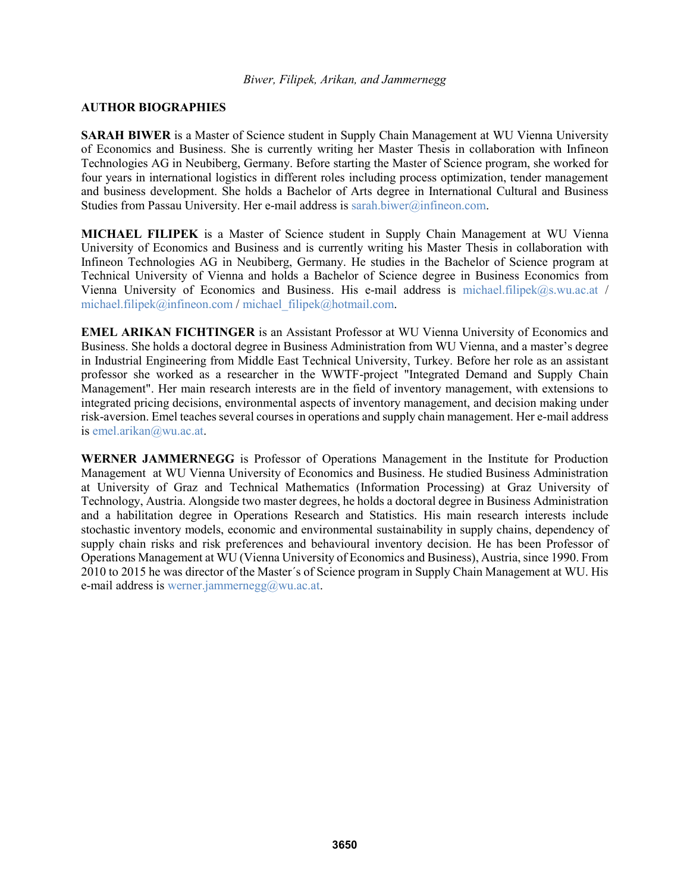## AUTHOR BIOGRAPHIES

**SARAH BIWER** is a Master of Science student in Supply Chain Management at WU Vienna University of Economics and Business. She is currently writing her Master Thesis in collaboration with Infineon Technologies AG in Neubiberg, Germany. Before starting the Master of Science program, she worked for four years in international logistics in different roles including process optimization, tender management and business development. She holds a Bachelor of Arts degree in International Cultural and Business Studies from Passau University. Her e-mail address is sarah.biwer@infineon.com.

**MICHAEL FILIPEK** is a Master of Science student in Supply Chain Management at WU Vienna University of Economics and Business and is currently writing his Master Thesis in collaboration with Infineon Technologies AG in Neubiberg, Germany. He studies in the Bachelor of Science program at Technical University of Vienna and holds a Bachelor of Science degree in Business Economics from Vienna University of Economics and Business. His e-mail address is michael.filipek@s.wu.ac.at / michael.filipek@infineon.com / michael_filipek@hotmail.com.

**EMEL ARIKAN FICHTINGER** is an Assistant Professor at WU Vienna University of Economics and Business. She holds a doctoral degree in Business Administration from WU Vienna, and a master's degree in Industrial Engineering from Middle East Technical University, Turkey. Before her role as an assistant professor she worked as a researcher in the WWTF-project "Integrated Demand and Supply Chain Management". Her main research interests are in the field of inventory management, with extensions to integrated pricing decisions, environmental aspects of inventory management, and decision making under risk-aversion. Emel teaches several courses in operations and supply chain management. Her e-mail address is emel.arikan@wu.ac.at.

**WERNER JAMMERNEGG** is Professor of Operations Management in the Institute for Production Management at WU Vienna University of Economics and Business. He studied Business Administration at University of Graz and Technical Mathematics (Information Processing) at Graz University of Technology, Austria. Alongside two master degrees, he holds a doctoral degree in Business Administration and a habilitation degree in Operations Research and Statistics. His main research interests include stochastic inventory models, economic and environmental sustainability in supply chains, dependency of supply chain risks and risk preferences and behavioural inventory decision. He has been Professor of Operations Management at WU (Vienna University of Economics and Business), Austria, since 1990. From 2010 to 2015 he was director of the Master´s of Science program in Supply Chain Management at WU. His e-mail address is werner.jammernegg@wu.ac.at.